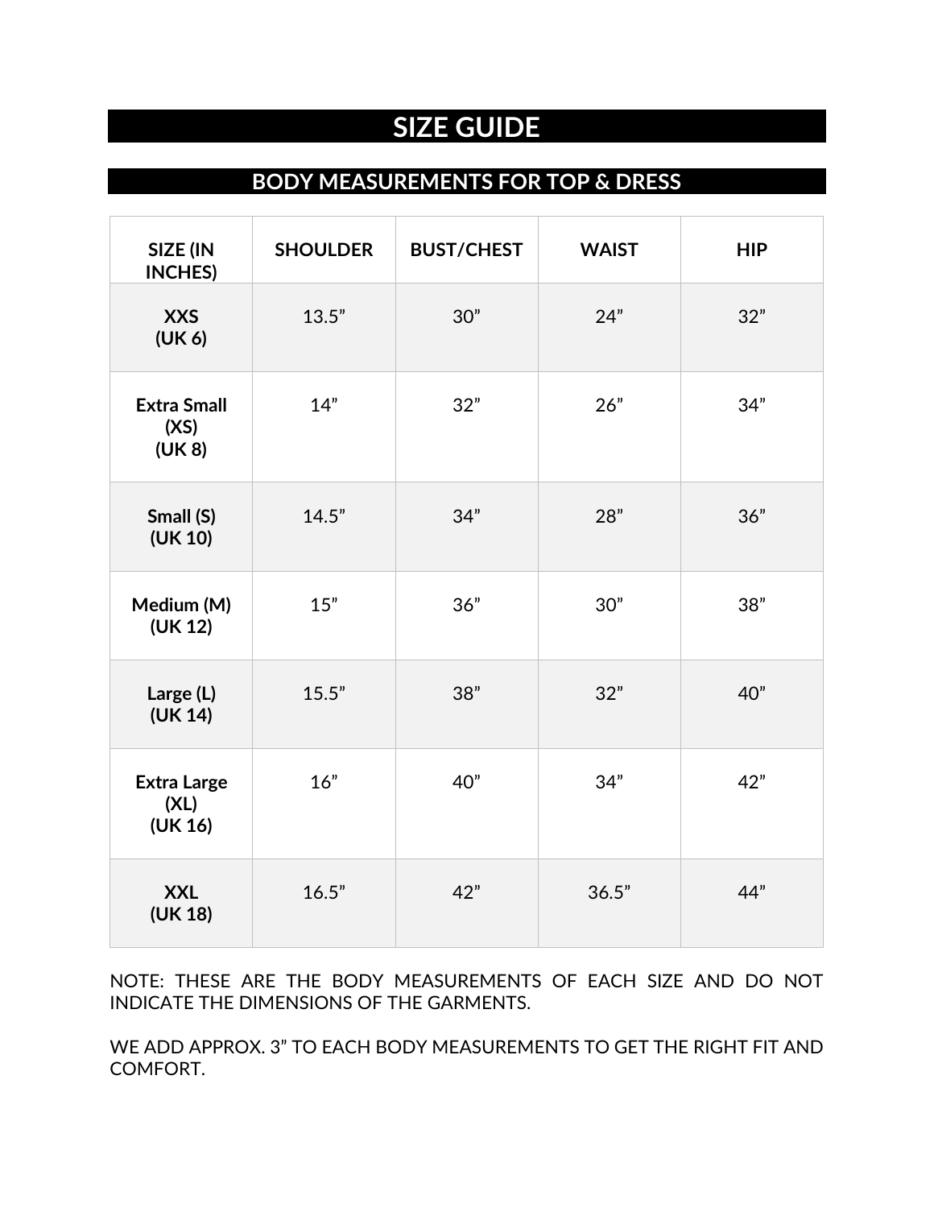# SIZE GUIDE

## BODY MEASUREMENTS FOR TOP & DRESS

| SIZE (IN INCHES) | SHOULDER | BUST/CHEST | WAIST | HIP |
|---|---|---|---|---|
| **XXS (UK 6)** | 13.5” | 30” | 24” | 32” |
| **Extra Small (XS) (UK 8)** | 14” | 32” | 26” | 34” |
| **Small (S) (UK 10)** | 14.5” | 34” | 28” | 36” |
| **Medium (M) (UK 12)** | 15” | 36” | 30” | 38” |
| **Large (L) (UK 14)** | 15.5” | 38” | 32” | 40” |
| **Extra Large (XL) (UK 16)** | 16” | 40” | 34” | 42” |
| **XXL (UK 18)** | 16.5” | 42” | 36.5” | 44” |

NOTE: THESE ARE THE BODY MEASUREMENTS OF EACH SIZE AND DO NOT INDICATE THE DIMENSIONS OF THE GARMENTS.

WE ADD APPROX. 3” TO EACH BODY MEASUREMENTS TO GET THE RIGHT FIT AND COMFORT.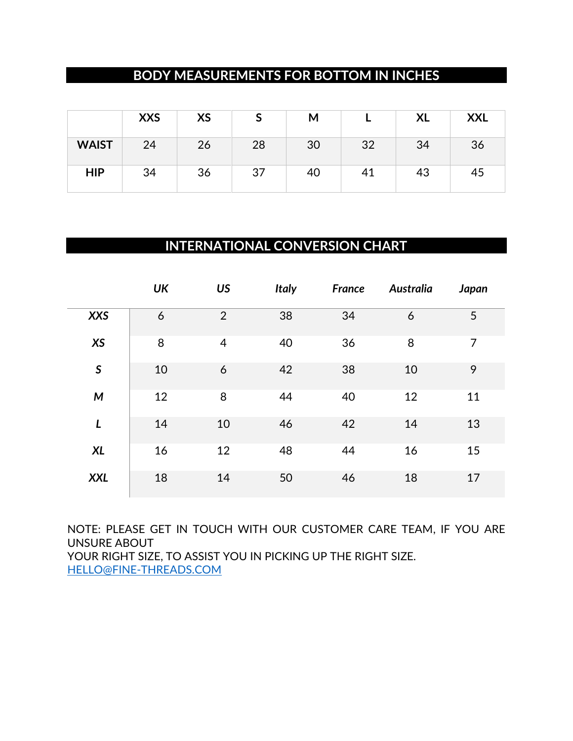## BODY MEASUREMENTS FOR BOTTOM IN INCHES

| | XXS | XS | S | M | L | XL | XXL |
|---|---|---|---|---|---|---|---|
| **WAIST** | 24 | 26 | 28 | 30 | 32 | 34 | 36 |
| **HIP** | 34 | 36 | 37 | 40 | 41 | 43 | 45 |

## INTERNATIONAL CONVERSION CHART

| | *UK* | *US* | *Italy* | *France* | *Australia* | *Japan* |
|---|---|---|---|---|---|---|
| ***XXS*** | 6 | 2 | 38 | 34 | 6 | 5 |
| ***XS*** | 8 | 4 | 40 | 36 | 8 | 7 |
| ***S*** | 10 | 6 | 42 | 38 | 10 | 9 |
| ***M*** | 12 | 8 | 44 | 40 | 12 | 11 |
| ***L*** | 14 | 10 | 46 | 42 | 14 | 13 |
| ***XL*** | 16 | 12 | 48 | 44 | 16 | 15 |
| ***XXL*** | 18 | 14 | 50 | 46 | 18 | 17 |

NOTE: PLEASE GET IN TOUCH WITH OUR CUSTOMER CARE TEAM, IF YOU ARE UNSURE ABOUT
YOUR RIGHT SIZE, TO ASSIST YOU IN PICKING UP THE RIGHT SIZE.
HELLO@FINE-THREADS.COM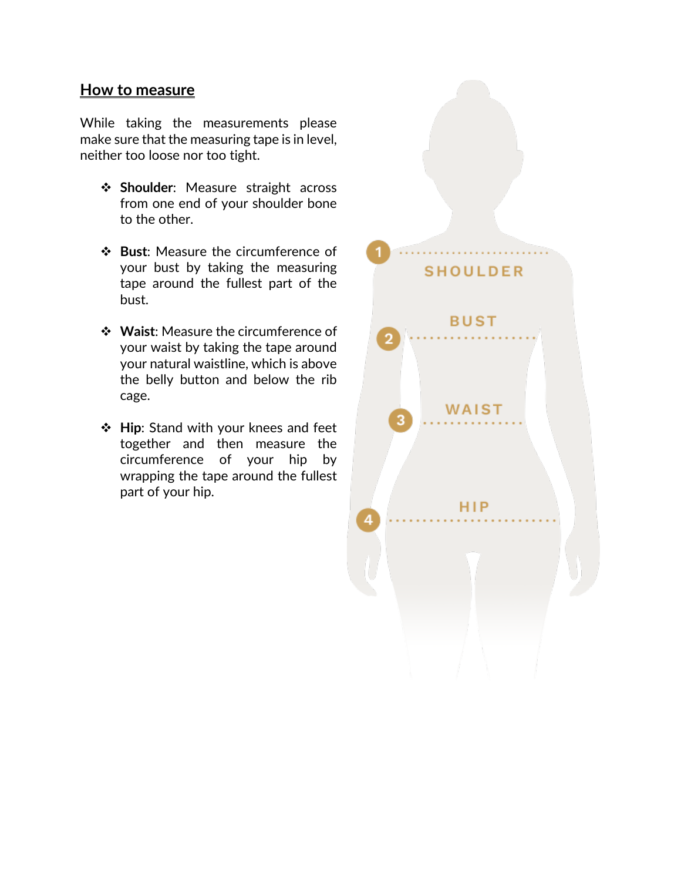## How to measure

While taking the measurements please make sure that the measuring tape is in level, neither too loose nor too tight.

- **Shoulder**: Measure straight across from one end of your shoulder bone to the other.
- **Bust**: Measure the circumference of your bust by taking the measuring tape around the fullest part of the bust.
- **Waist**: Measure the circumference of your waist by taking the tape around your natural waistline, which is above the belly button and below the rib cage.
- **Hip**: Stand with your knees and feet together and then measure the circumference of your hip by wrapping the tape around the fullest part of your hip.

1 SHOULDER

2 BUST

3 WAIST

4 HIP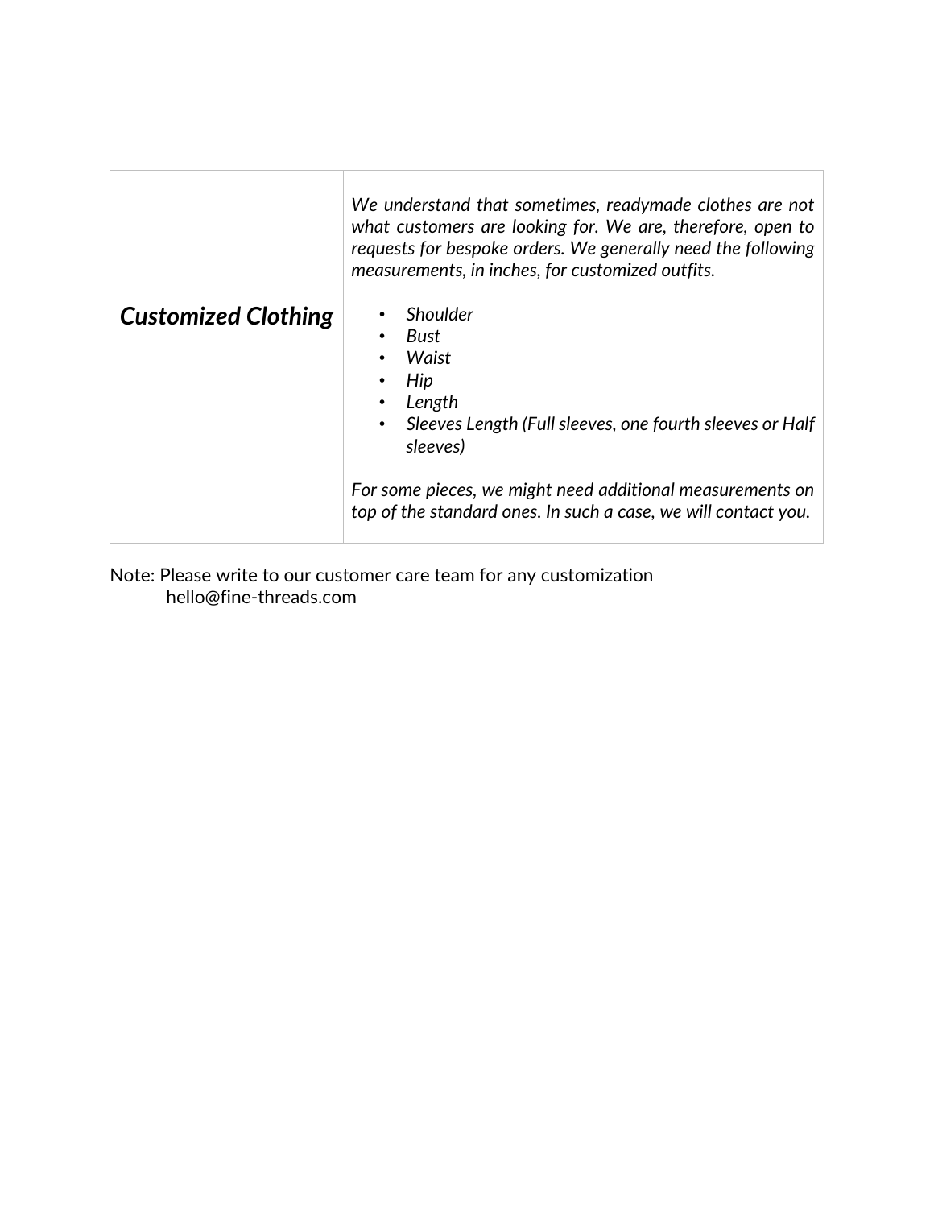| | |
|---|---|
| ***Customized Clothing*** | *We understand that sometimes, readymade clothes are not what customers are looking for. We are, therefore, open to requests for bespoke orders. We generally need the following measurements, in inches, for customized outfits.*<br><br>• *Shoulder*<br>• *Bust*<br>• *Waist*<br>• *Hip*<br>• *Length*<br>• *Sleeves Length (Full sleeves, one fourth sleeves or Half sleeves)*<br><br>*For some pieces, we might need additional measurements on top of the standard ones. In such a case, we will contact you.* |

Note: Please write to our customer care team for any customization
hello@fine-threads.com